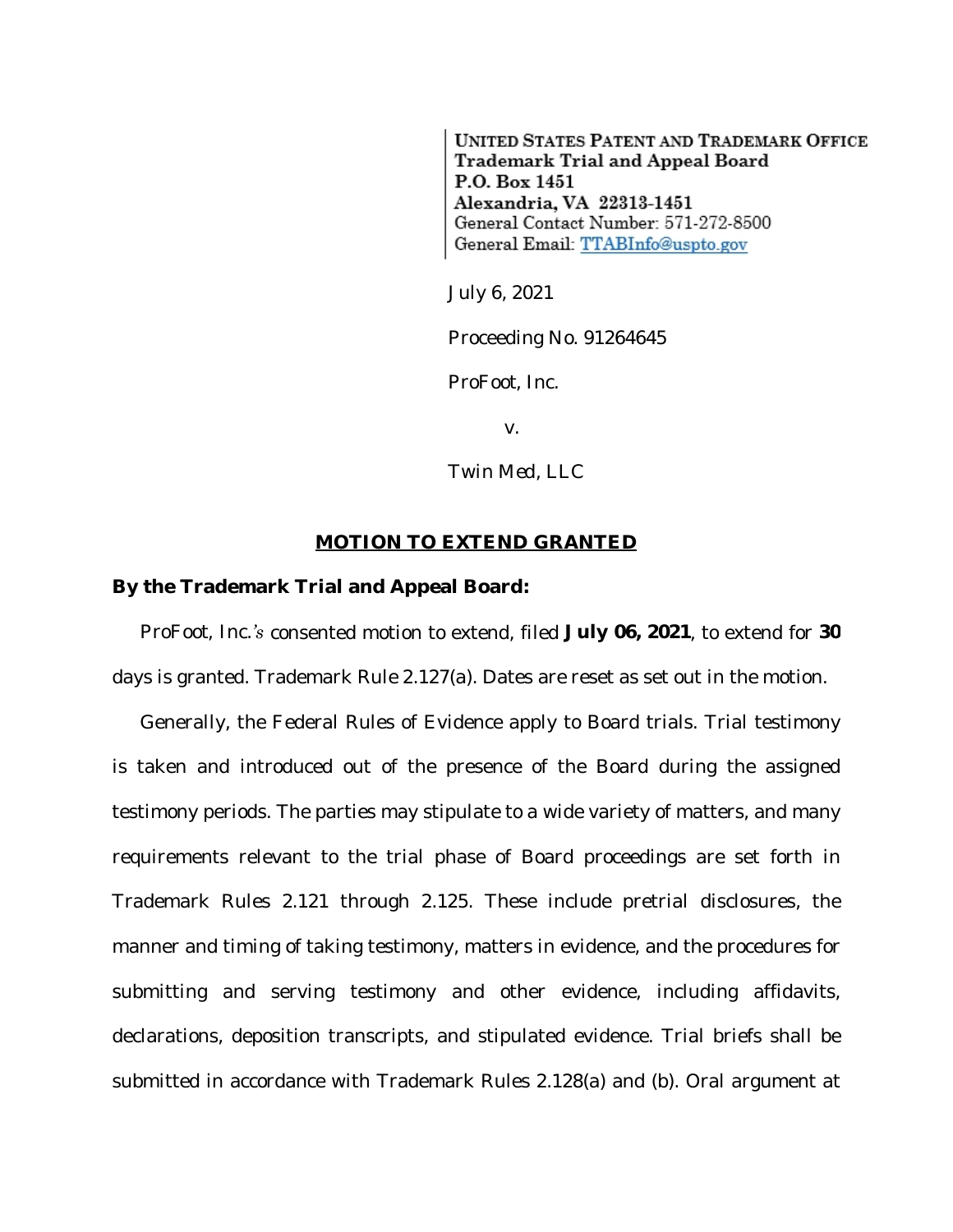UNITED STATES PATENT AND TRADEMARK OFFICE
**Trademark Trial and Appeal Board**
**P.O. Box 1451**
**Alexandria, VA 22313-1451**
General Contact Number: 571-272-8500
General Email: TTABInfo@uspto.gov

July 6, 2021

Proceeding No. 91264645

ProFoot, Inc.

v.

Twin Med, LLC

## MOTION TO EXTEND GRANTED

**By the Trademark Trial and Appeal Board:**

ProFoot, Inc.'s consented motion to extend, filed **July 06, 2021**, to extend for **30** days is granted. Trademark Rule 2.127(a). Dates are reset as set out in the motion.

Generally, the Federal Rules of Evidence apply to Board trials. Trial testimony is taken and introduced out of the presence of the Board during the assigned testimony periods. The parties may stipulate to a wide variety of matters, and many requirements relevant to the trial phase of Board proceedings are set forth in Trademark Rules 2.121 through 2.125. These include pretrial disclosures, the manner and timing of taking testimony, matters in evidence, and the procedures for submitting and serving testimony and other evidence, including affidavits, declarations, deposition transcripts, and stipulated evidence. Trial briefs shall be submitted in accordance with Trademark Rules 2.128(a) and (b). Oral argument at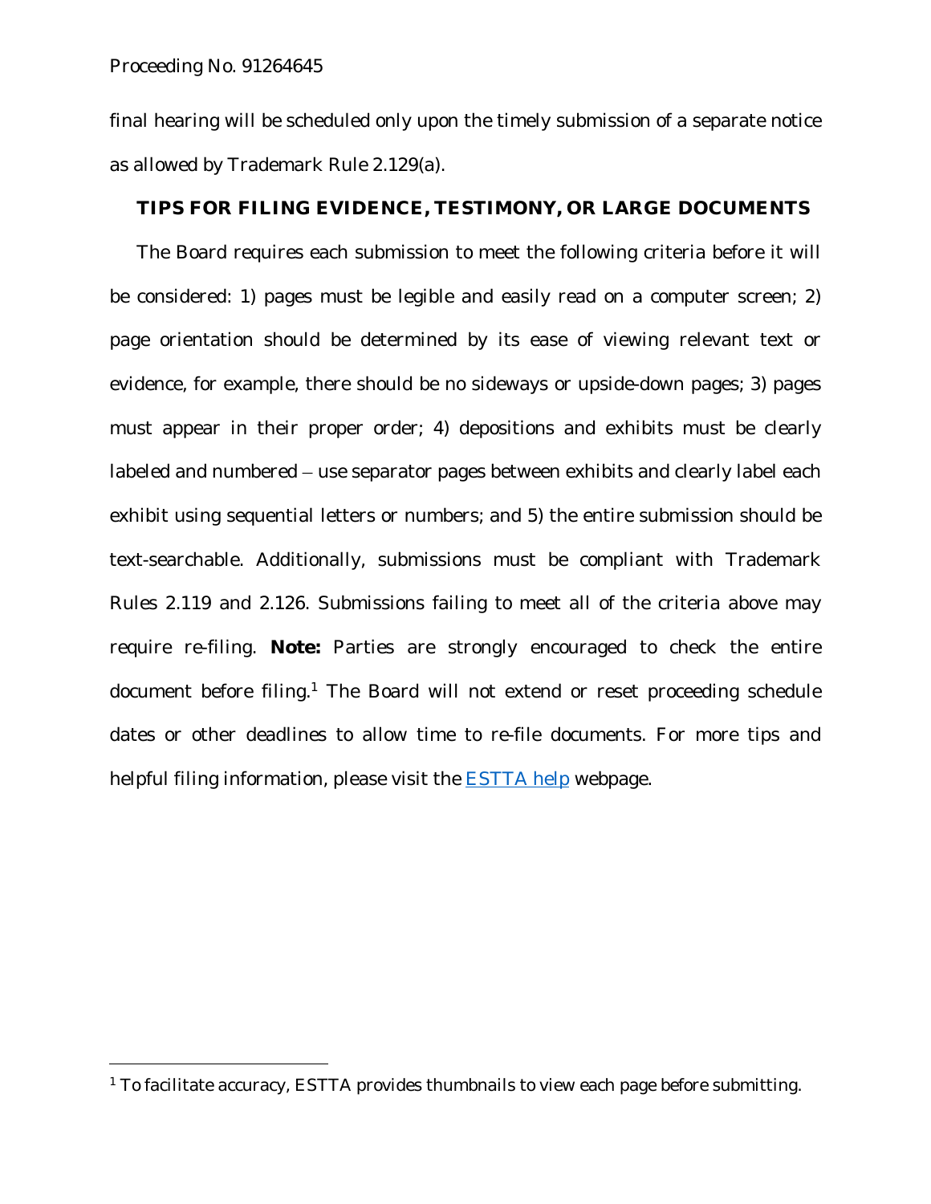final hearing will be scheduled only upon the timely submission of a separate notice as allowed by Trademark Rule 2.129(a).

**TIPS FOR FILING EVIDENCE, TESTIMONY, OR LARGE DOCUMENTS**

The Board requires each submission to meet the following criteria before it will be considered: 1) pages must be legible and easily read on a computer screen; 2) page orientation should be determined by its ease of viewing relevant text or evidence, for example, there should be no sideways or upside-down pages; 3) pages must appear in their proper order; 4) depositions and exhibits must be clearly labeled and numbered – use separator pages between exhibits and clearly label each exhibit using sequential letters or numbers; and 5) the entire submission should be text-searchable. Additionally, submissions must be compliant with Trademark Rules 2.119 and 2.126. Submissions failing to meet all of the criteria above may require re-filing. **Note:** Parties are strongly encouraged to check the entire document before filing.[1] The Board will not extend or reset proceeding schedule dates or other deadlines to allow time to re-file documents. For more tips and helpful filing information, please visit the ESTTA help webpage.

[1] To facilitate accuracy, ESTTA provides thumbnails to view each page before submitting.